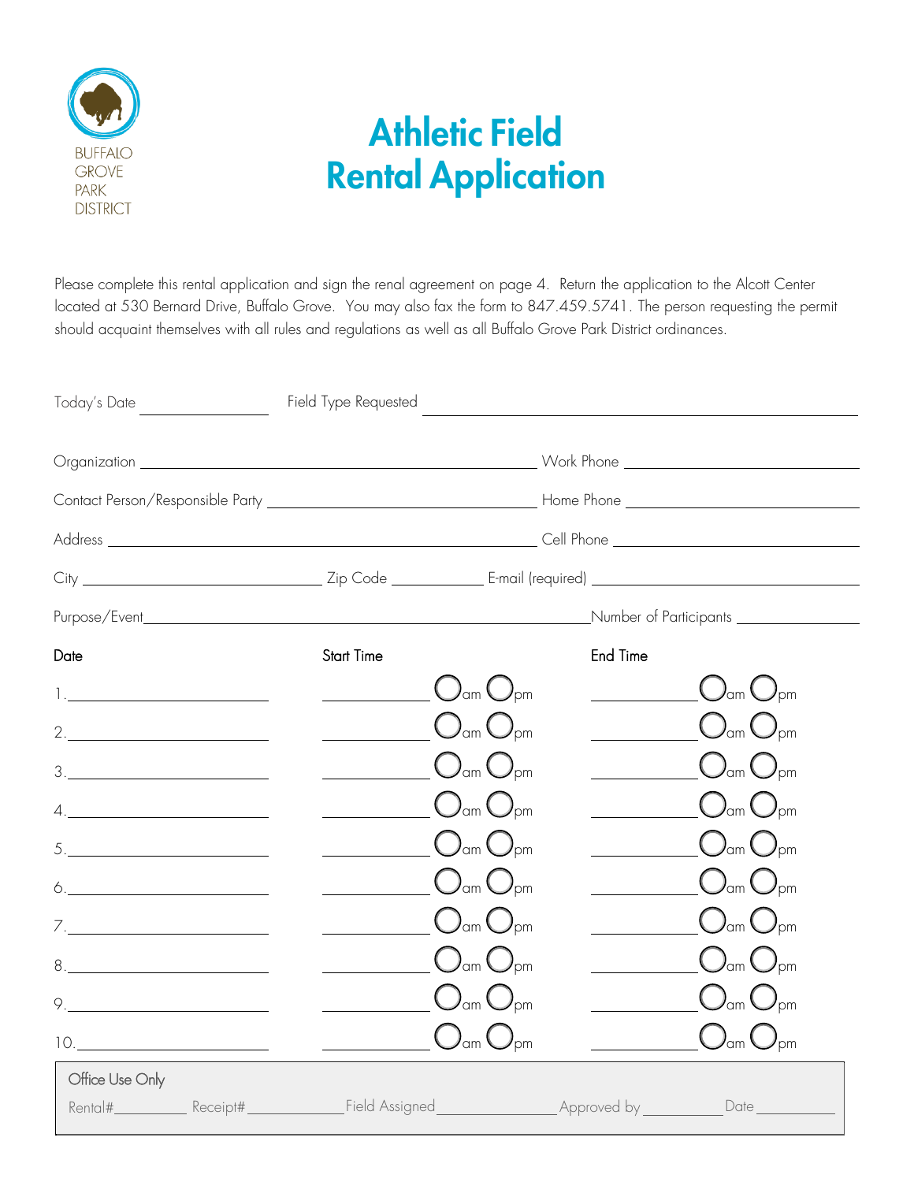BUFFALO GROVE PARK DISTRICT

# Athletic Field Rental Application

Please complete this rental application and sign the renal agreement on page 4. Return the application to the Alcott Center located at 530 Bernard Drive, Buffalo Grove. You may also fax the form to 847.459.5741. The person requesting the permit should acquaint themselves with all rules and regulations as well as all Buffalo Grove Park District ordinances.

Today's Date ____________ Field Type Requested ________________________________

Organization ________________________________ Work Phone ____________________

Contact Person/Responsible Party ______________________ Home Phone ____________________

Address ________________________________ Cell Phone ____________________

City ____________________ Zip Code __________ E-mail (required) ____________________

Purpose/Event ________________________________ Number of Participants ____________

| Date | Start Time | End Time |
|---|---|---|
| 1. ____________ | ________ ◯am ◯pm | ________ ◯am ◯pm |
| 2. ____________ | ________ ◯am ◯pm | ________ ◯am ◯pm |
| 3. ____________ | ________ ◯am ◯pm | ________ ◯am ◯pm |
| 4. ____________ | ________ ◯am ◯pm | ________ ◯am ◯pm |
| 5. ____________ | ________ ◯am ◯pm | ________ ◯am ◯pm |
| 6. ____________ | ________ ◯am ◯pm | ________ ◯am ◯pm |
| 7. ____________ | ________ ◯am ◯pm | ________ ◯am ◯pm |
| 8. ____________ | ________ ◯am ◯pm | ________ ◯am ◯pm |
| 9. ____________ | ________ ◯am ◯pm | ________ ◯am ◯pm |
| 10. ____________ | ________ ◯am ◯pm | ________ ◯am ◯pm |

**Office Use Only**

Rental# ________ Receipt# ________ Field Assigned ____________ Approved by ________ Date ________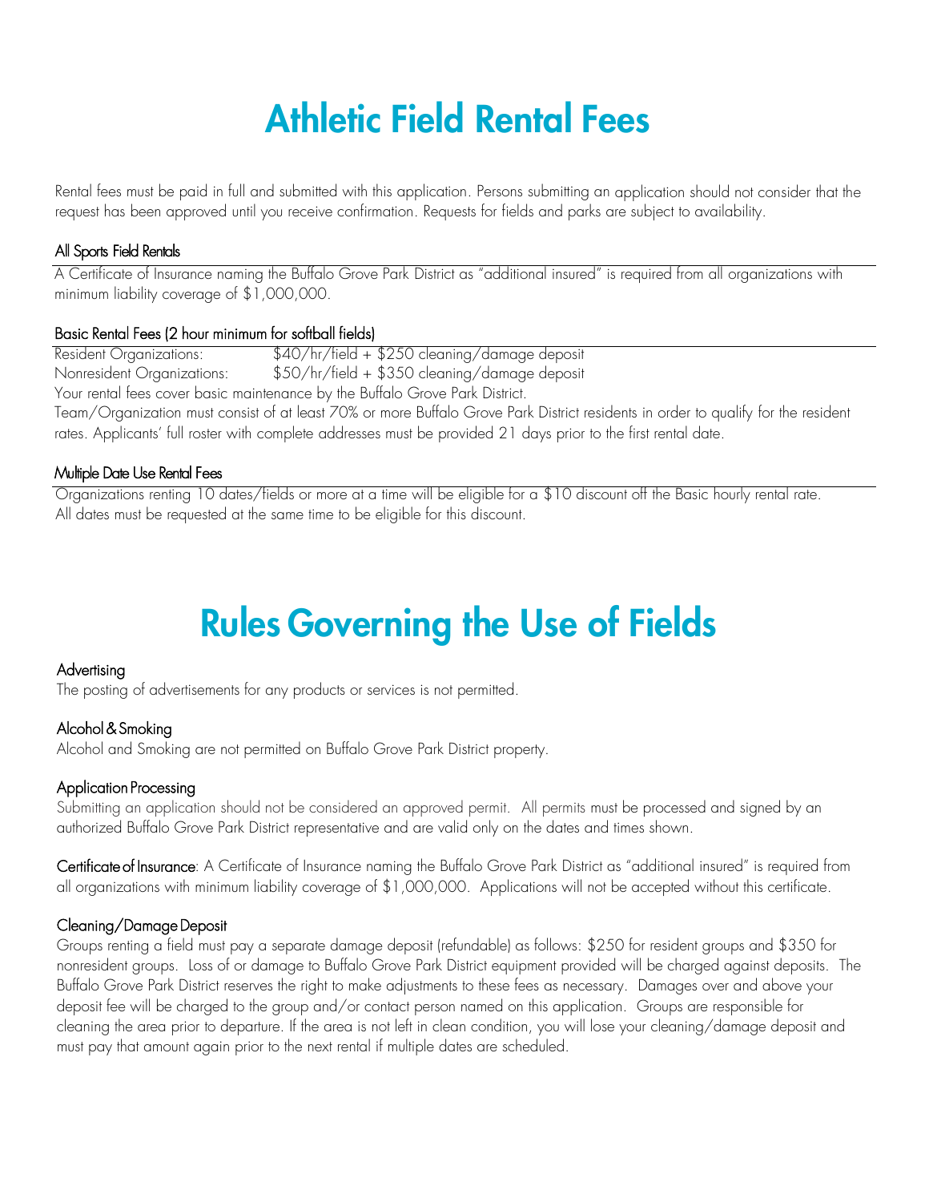# Athletic Field Rental Fees

Rental fees must be paid in full and submitted with this application. Persons submitting an application should not consider that the request has been approved until you receive confirmation. Requests for fields and parks are subject to availability.

### All Sports Field Rentals

A Certificate of Insurance naming the Buffalo Grove Park District as "additional insured" is required from all organizations with minimum liability coverage of $1,000,000.

### Basic Rental Fees (2 hour minimum for softball fields)

Resident Organizations: $40/hr/field + $250 cleaning/damage deposit
Nonresident Organizations: $50/hr/field + $350 cleaning/damage deposit
Your rental fees cover basic maintenance by the Buffalo Grove Park District.
Team/Organization must consist of at least 70% or more Buffalo Grove Park District residents in order to qualify for the resident rates. Applicants' full roster with complete addresses must be provided 21 days prior to the first rental date.

### Multiple Date Use Rental Fees

Organizations renting 10 dates/fields or more at a time will be eligible for a $10 discount off the Basic hourly rental rate. All dates must be requested at the same time to be eligible for this discount.

# Rules Governing the Use of Fields

### Advertising

The posting of advertisements for any products or services is not permitted.

### Alcohol & Smoking

Alcohol and Smoking are not permitted on Buffalo Grove Park District property.

### Application Processing

Submitting an application should not be considered an approved permit. All permits must be processed and signed by an authorized Buffalo Grove Park District representative and are valid only on the dates and times shown.

Certificate of Insurance: A Certificate of Insurance naming the Buffalo Grove Park District as "additional insured" is required from all organizations with minimum liability coverage of $1,000,000. Applications will not be accepted without this certificate.

### Cleaning/Damage Deposit

Groups renting a field must pay a separate damage deposit (refundable) as follows: $250 for resident groups and $350 for nonresident groups. Loss of or damage to Buffalo Grove Park District equipment provided will be charged against deposits. The Buffalo Grove Park District reserves the right to make adjustments to these fees as necessary. Damages over and above your deposit fee will be charged to the group and/or contact person named on this application. Groups are responsible for cleaning the area prior to departure. If the area is not left in clean condition, you will lose your cleaning/damage deposit and must pay that amount again prior to the next rental if multiple dates are scheduled.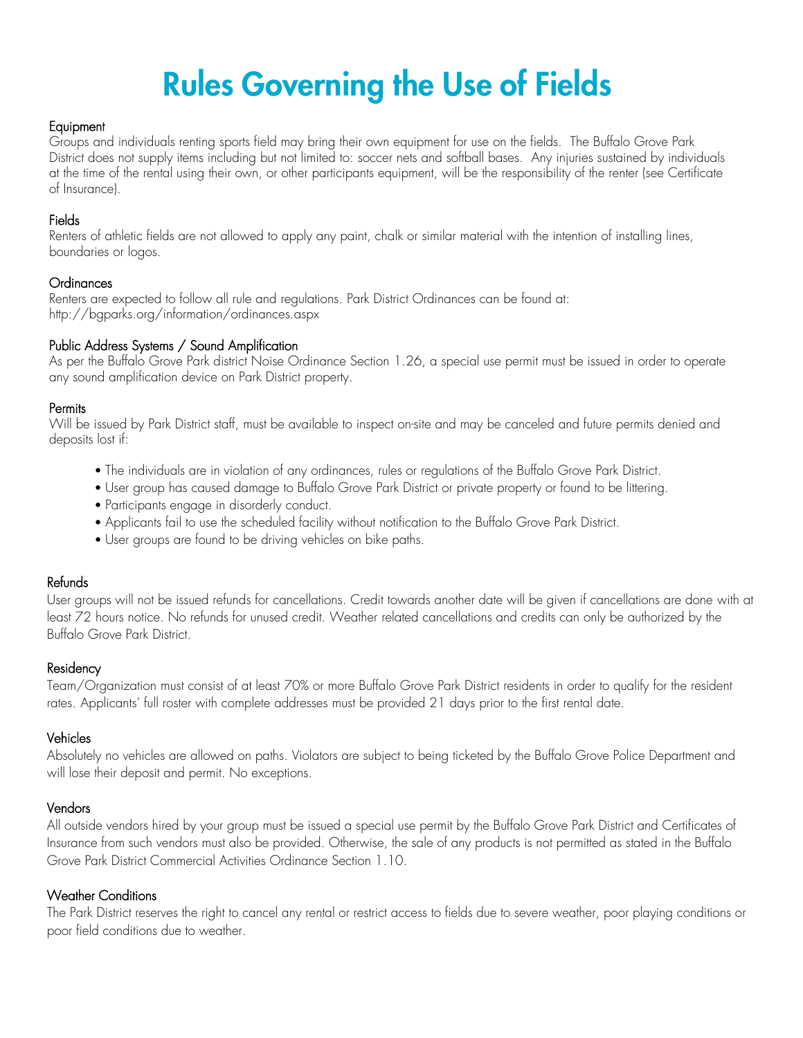# Rules Governing the Use of Fields

### Equipment

Groups and individuals renting sports field may bring their own equipment for use on the fields. The Buffalo Grove Park District does not supply items including but not limited to: soccer nets and softball bases. Any injuries sustained by individuals at the time of the rental using their own, or other participants equipment, will be the responsibility of the renter (see Certificate of Insurance).

### Fields

Renters of athletic fields are not allowed to apply any paint, chalk or similar material with the intention of installing lines, boundaries or logos.

### Ordinances

Renters are expected to follow all rule and regulations. Park District Ordinances can be found at: http://bgparks.org/information/ordinances.aspx

### Public Address Systems / Sound Amplification

As per the Buffalo Grove Park district Noise Ordinance Section 1.26, a special use permit must be issued in order to operate any sound amplification device on Park District property.

### Permits

Will be issued by Park District staff, must be available to inspect on-site and may be canceled and future permits denied and deposits lost if:

- The individuals are in violation of any ordinances, rules or regulations of the Buffalo Grove Park District.
- User group has caused damage to Buffalo Grove Park District or private property or found to be littering.
- Participants engage in disorderly conduct.
- Applicants fail to use the scheduled facility without notification to the Buffalo Grove Park District.
- User groups are found to be driving vehicles on bike paths.

### Refunds

User groups will not be issued refunds for cancellations. Credit towards another date will be given if cancellations are done with at least 72 hours notice. No refunds for unused credit. Weather related cancellations and credits can only be authorized by the Buffalo Grove Park District.

### Residency

Team/Organization must consist of at least 70% or more Buffalo Grove Park District residents in order to qualify for the resident rates. Applicants' full roster with complete addresses must be provided 21 days prior to the first rental date.

### Vehicles

Absolutely no vehicles are allowed on paths. Violators are subject to being ticketed by the Buffalo Grove Police Department and will lose their deposit and permit. No exceptions.

### Vendors

All outside vendors hired by your group must be issued a special use permit by the Buffalo Grove Park District and Certificates of Insurance from such vendors must also be provided. Otherwise, the sale of any products is not permitted as stated in the Buffalo Grove Park District Commercial Activities Ordinance Section 1.10.

### Weather Conditions

The Park District reserves the right to cancel any rental or restrict access to fields due to severe weather, poor playing conditions or poor field conditions due to weather.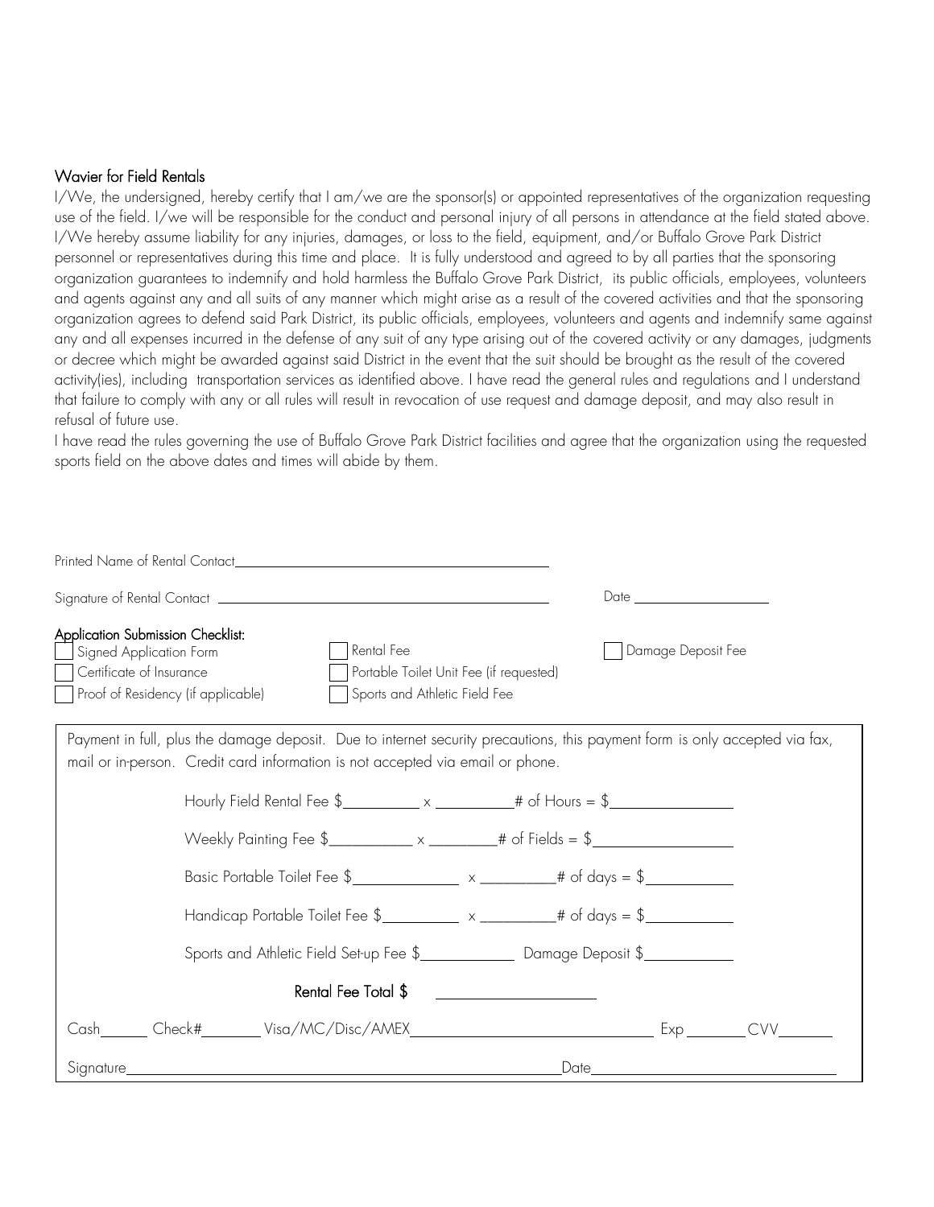### Wavier for Field Rentals

I/We, the undersigned, hereby certify that I am/we are the sponsor(s) or appointed representatives of the organization requesting use of the field. I/we will be responsible for the conduct and personal injury of all persons in attendance at the field stated above. I/We hereby assume liability for any injuries, damages, or loss to the field, equipment, and/or Buffalo Grove Park District personnel or representatives during this time and place. It is fully understood and agreed to by all parties that the sponsoring organization guarantees to indemnify and hold harmless the Buffalo Grove Park District, its public officials, employees, volunteers and agents against any and all suits of any manner which might arise as a result of the covered activities and that the sponsoring organization agrees to defend said Park District, its public officials, employees, volunteers and agents and indemnify same against any and all expenses incurred in the defense of any suit of any type arising out of the covered activity or any damages, judgments or decree which might be awarded against said District in the event that the suit should be brought as the result of the covered activity(ies), including transportation services as identified above. I have read the general rules and regulations and I understand that failure to comply with any or all rules will result in revocation of use request and damage deposit, and may also result in refusal of future use.

I have read the rules governing the use of Buffalo Grove Park District facilities and agree that the organization using the requested sports field on the above dates and times will abide by them.

Printed Name of Rental Contact\_\_\_\_\_\_\_\_\_\_\_\_\_\_\_\_\_\_\_\_\_\_\_\_\_\_\_\_\_\_\_\_\_\_\_\_

Signature of Rental Contact \_\_\_\_\_\_\_\_\_\_\_\_\_\_\_\_\_\_\_\_\_\_\_\_\_\_\_\_\_\_\_\_\_\_\_\_ Date \_\_\_\_\_\_\_\_\_\_\_\_\_\_\_\_

**Application Submission Checklist:**

- ☐ Signed Application Form
- ☐ Certificate of Insurance
- ☐ Proof of Residency (if applicable)
- ☐ Rental Fee
- ☐ Portable Toilet Unit Fee (if requested)
- ☐ Sports and Athletic Field Fee
- ☐ Damage Deposit Fee

Payment in full, plus the damage deposit. Due to internet security precautions, this payment form is only accepted via fax, mail or in-person. Credit card information is not accepted via email or phone.

Hourly Field Rental Fee $\_\_\_\_\_\_\_\_ x \_\_\_\_\_\_\_\_# of Hours = $\_\_\_\_\_\_\_\_\_\_\_\_

Weekly Painting Fee $\_\_\_\_\_\_\_\_ x \_\_\_\_\_\_\_\_# of Fields = $\_\_\_\_\_\_\_\_\_\_\_\_

Basic Portable Toilet Fee $\_\_\_\_\_\_\_\_ x \_\_\_\_\_\_\_\_# of days = $\_\_\_\_\_\_\_\_\_\_\_\_

Handicap Portable Toilet Fee $\_\_\_\_\_\_\_\_ x \_\_\_\_\_\_\_\_# of days = $\_\_\_\_\_\_\_\_\_\_\_\_

Sports and Athletic Field Set-up Fee $\_\_\_\_\_\_\_\_\_\_ Damage Deposit $\_\_\_\_\_\_\_\_\_\_

Rental Fee Total $ \_\_\_\_\_\_\_\_\_\_\_\_\_\_\_\_

Cash\_\_\_\_\_ Check#\_\_\_\_\_\_ Visa/MC/Disc/AMEX\_\_\_\_\_\_\_\_\_\_\_\_\_\_\_\_\_\_\_\_\_\_\_\_ Exp \_\_\_\_\_\_ CVV\_\_\_\_\_\_

Signature\_\_\_\_\_\_\_\_\_\_\_\_\_\_\_\_\_\_\_\_\_\_\_\_\_\_\_\_\_\_\_\_\_\_\_\_\_\_\_\_\_\_\_\_ Date\_\_\_\_\_\_\_\_\_\_\_\_\_\_\_\_\_\_\_\_\_\_\_\_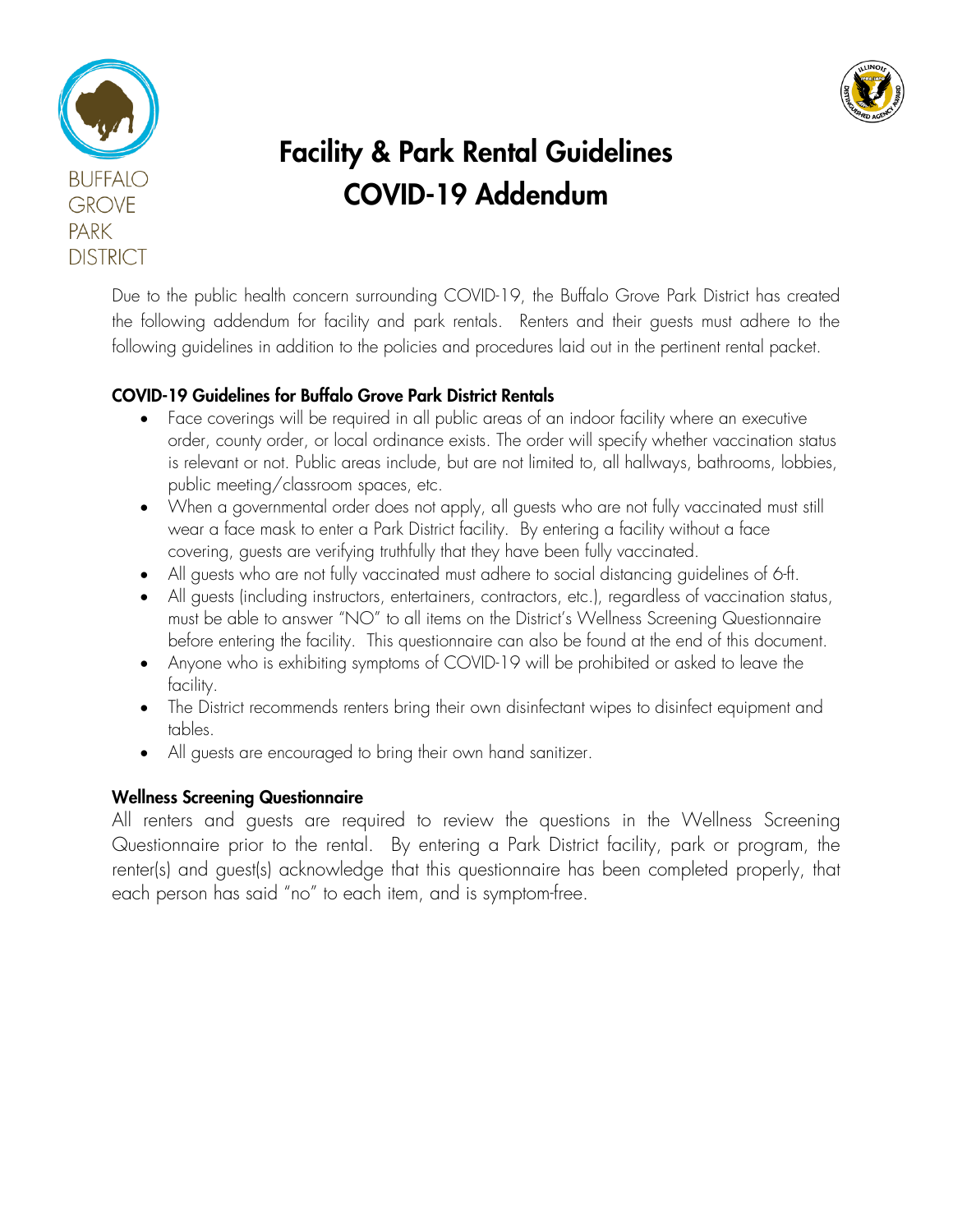BUFFALO GROVE PARK DISTRICT

# Facility & Park Rental Guidelines COVID-19 Addendum

Due to the public health concern surrounding COVID-19, the Buffalo Grove Park District has created the following addendum for facility and park rentals. Renters and their guests must adhere to the following guidelines in addition to the policies and procedures laid out in the pertinent rental packet.

### COVID-19 Guidelines for Buffalo Grove Park District Rentals

- Face coverings will be required in all public areas of an indoor facility where an executive order, county order, or local ordinance exists. The order will specify whether vaccination status is relevant or not. Public areas include, but are not limited to, all hallways, bathrooms, lobbies, public meeting/classroom spaces, etc.
- When a governmental order does not apply, all guests who are not fully vaccinated must still wear a face mask to enter a Park District facility. By entering a facility without a face covering, guests are verifying truthfully that they have been fully vaccinated.
- All guests who are not fully vaccinated must adhere to social distancing guidelines of 6-ft.
- All guests (including instructors, entertainers, contractors, etc.), regardless of vaccination status, must be able to answer "NO" to all items on the District's Wellness Screening Questionnaire before entering the facility. This questionnaire can also be found at the end of this document.
- Anyone who is exhibiting symptoms of COVID-19 will be prohibited or asked to leave the facility.
- The District recommends renters bring their own disinfectant wipes to disinfect equipment and tables.
- All guests are encouraged to bring their own hand sanitizer.

### Wellness Screening Questionnaire

All renters and guests are required to review the questions in the Wellness Screening Questionnaire prior to the rental. By entering a Park District facility, park or program, the renter(s) and guest(s) acknowledge that this questionnaire has been completed properly, that each person has said "no" to each item, and is symptom-free.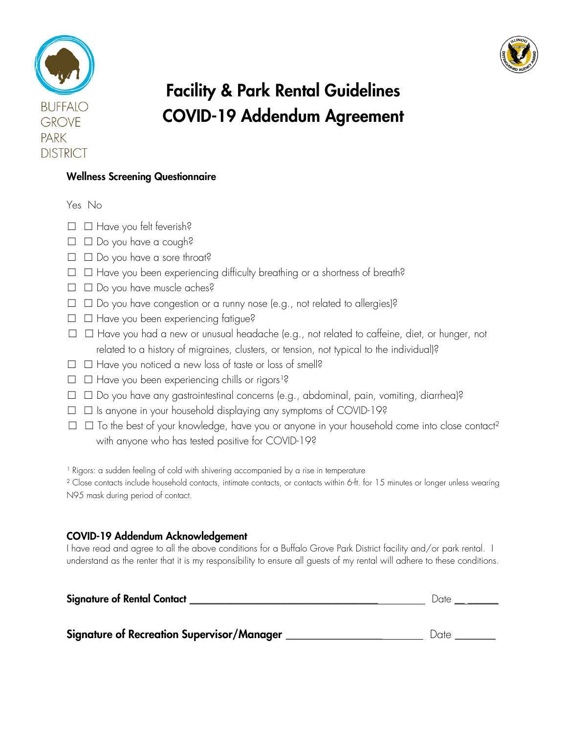BUFFALO GROVE PARK DISTRICT

# Facility & Park Rental Guidelines
# COVID-19 Addendum Agreement

### Wellness Screening Questionnaire

Yes No

- ☐ ☐ Have you felt feverish?
- ☐ ☐ Do you have a cough?
- ☐ ☐ Do you have a sore throat?
- ☐ ☐ Have you been experiencing difficulty breathing or a shortness of breath?
- ☐ ☐ Do you have muscle aches?
- ☐ ☐ Do you have congestion or a runny nose (e.g., not related to allergies)?
- ☐ ☐ Have you been experiencing fatigue?
- ☐ ☐ Have you had a new or unusual headache (e.g., not related to caffeine, diet, or hunger, not related to a history of migraines, clusters, or tension, not typical to the individual)?
- ☐ ☐ Have you noticed a new loss of taste or loss of smell?
- ☐ ☐ Have you been experiencing chills or rigors[1]?
- ☐ ☐ Do you have any gastrointestinal concerns (e.g., abdominal, pain, vomiting, diarrhea)?
- ☐ ☐ Is anyone in your household displaying any symptoms of COVID-19?
- ☐ ☐ To the best of your knowledge, have you or anyone in your household come into close contact[2] with anyone who has tested positive for COVID-19?

[1] Rigors: a sudden feeling of cold with shivering accompanied by a rise in temperature

[2] Close contacts include household contacts, intimate contacts, or contacts within 6-ft. for 15 minutes or longer unless wearing N95 mask during period of contact.

### COVID-19 Addendum Acknowledgement

I have read and agree to all the above conditions for a Buffalo Grove Park District facility and/or park rental. I understand as the renter that it is my responsibility to ensure all guests of my rental will adhere to these conditions.

**Signature of Rental Contact** ____________________________________________ Date __________

**Signature of Recreation Supervisor/Manager** ____________________________ Date __________